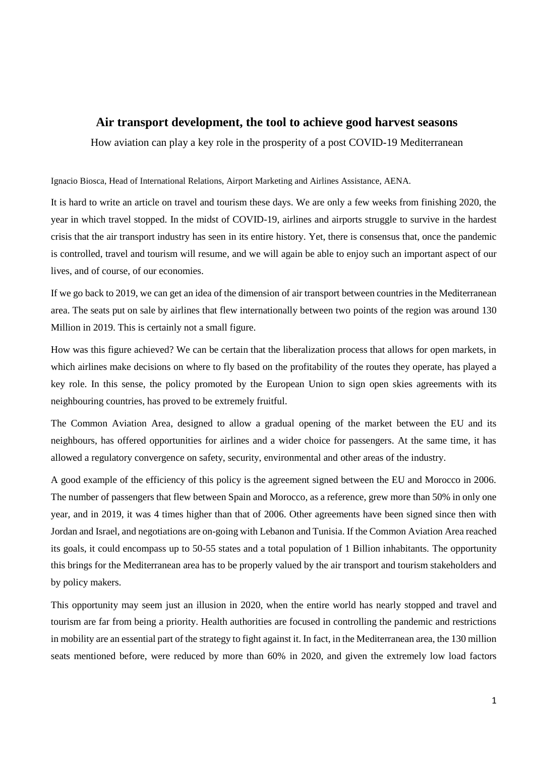# Air transport development, the tool to achieve good harvest seasons

How aviation can play a key role in the prosperity of a post COVID-19 Mediterranean

Ignacio Biosca, Head of International Relations, Airport Marketing and Airlines Assistance, AENA.

It is hard to write an article on travel and tourism these days. We are only a few weeks from finishing 2020, the year in which travel stopped. In the midst of COVID-19, airlines and airports struggle to survive in the hardest crisis that the air transport industry has seen in its entire history. Yet, there is consensus that, once the pandemic is controlled, travel and tourism will resume, and we will again be able to enjoy such an important aspect of our lives, and of course, of our economies.

If we go back to 2019, we can get an idea of the dimension of air transport between countries in the Mediterranean area. The seats put on sale by airlines that flew internationally between two points of the region was around 130 Million in 2019. This is certainly not a small figure.

How was this figure achieved? We can be certain that the liberalization process that allows for open markets, in which airlines make decisions on where to fly based on the profitability of the routes they operate, has played a key role. In this sense, the policy promoted by the European Union to sign open skies agreements with its neighbouring countries, has proved to be extremely fruitful.

The Common Aviation Area, designed to allow a gradual opening of the market between the EU and its neighbours, has offered opportunities for airlines and a wider choice for passengers. At the same time, it has allowed a regulatory convergence on safety, security, environmental and other areas of the industry.

A good example of the efficiency of this policy is the agreement signed between the EU and Morocco in 2006. The number of passengers that flew between Spain and Morocco, as a reference, grew more than 50% in only one year, and in 2019, it was 4 times higher than that of 2006. Other agreements have been signed since then with Jordan and Israel, and negotiations are on-going with Lebanon and Tunisia. If the Common Aviation Area reached its goals, it could encompass up to 50-55 states and a total population of 1 Billion inhabitants. The opportunity this brings for the Mediterranean area has to be properly valued by the air transport and tourism stakeholders and by policy makers.

This opportunity may seem just an illusion in 2020, when the entire world has nearly stopped and travel and tourism are far from being a priority. Health authorities are focused in controlling the pandemic and restrictions in mobility are an essential part of the strategy to fight against it. In fact, in the Mediterranean area, the 130 million seats mentioned before, were reduced by more than 60% in 2020, and given the extremely low load factors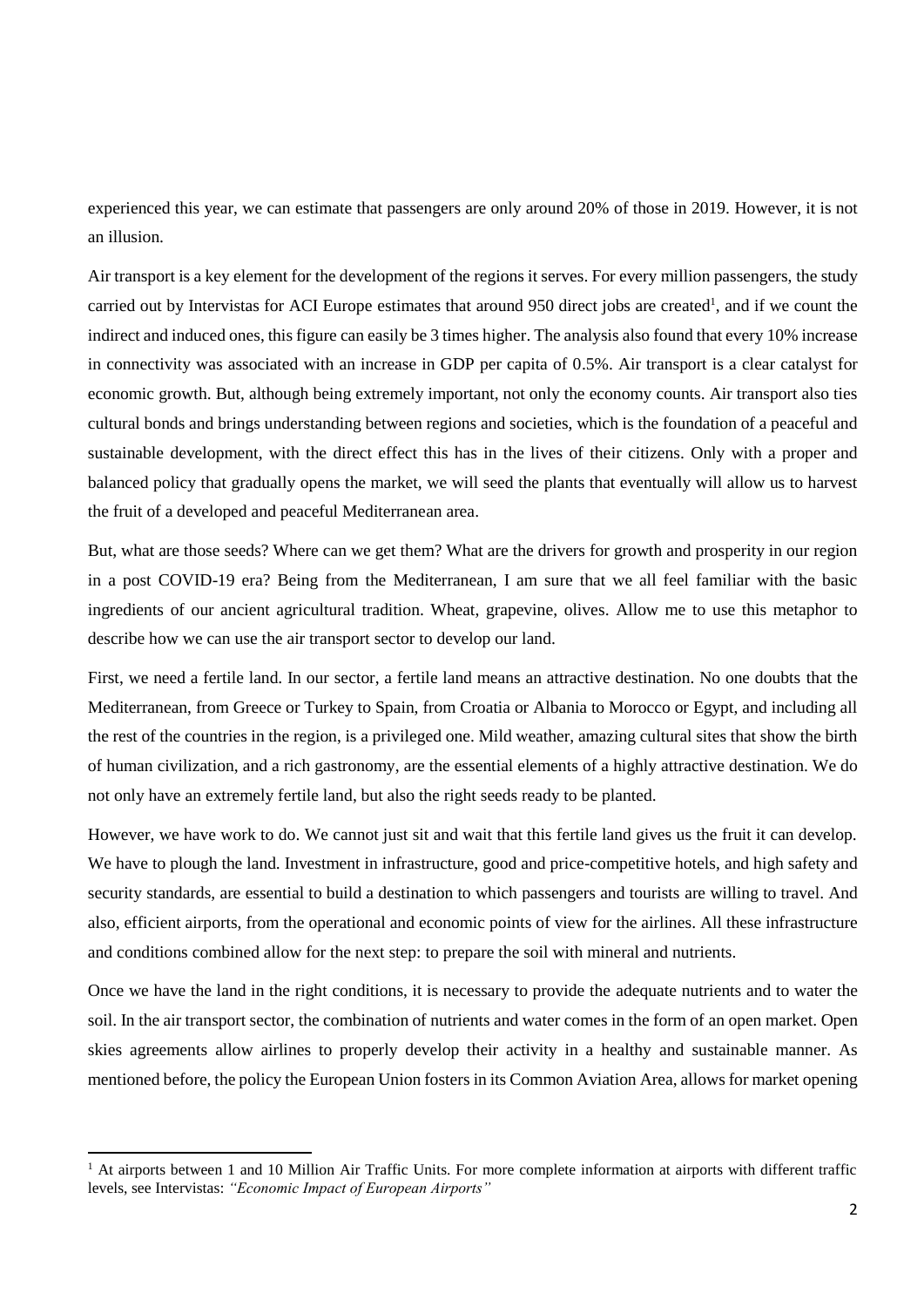experienced this year, we can estimate that passengers are only around 20% of those in 2019. However, it is not an illusion.

Air transport is a key element for the development of the regions it serves. For every million passengers, the study carried out by Intervistas for ACI Europe estimates that around 950 direct jobs are created[1], and if we count the indirect and induced ones, this figure can easily be 3 times higher. The analysis also found that every 10% increase in connectivity was associated with an increase in GDP per capita of 0.5%. Air transport is a clear catalyst for economic growth. But, although being extremely important, not only the economy counts. Air transport also ties cultural bonds and brings understanding between regions and societies, which is the foundation of a peaceful and sustainable development, with the direct effect this has in the lives of their citizens. Only with a proper and balanced policy that gradually opens the market, we will seed the plants that eventually will allow us to harvest the fruit of a developed and peaceful Mediterranean area.

But, what are those seeds? Where can we get them? What are the drivers for growth and prosperity in our region in a post COVID-19 era? Being from the Mediterranean, I am sure that we all feel familiar with the basic ingredients of our ancient agricultural tradition. Wheat, grapevine, olives. Allow me to use this metaphor to describe how we can use the air transport sector to develop our land.

First, we need a fertile land. In our sector, a fertile land means an attractive destination. No one doubts that the Mediterranean, from Greece or Turkey to Spain, from Croatia or Albania to Morocco or Egypt, and including all the rest of the countries in the region, is a privileged one. Mild weather, amazing cultural sites that show the birth of human civilization, and a rich gastronomy, are the essential elements of a highly attractive destination. We do not only have an extremely fertile land, but also the right seeds ready to be planted.

However, we have work to do. We cannot just sit and wait that this fertile land gives us the fruit it can develop. We have to plough the land. Investment in infrastructure, good and price-competitive hotels, and high safety and security standards, are essential to build a destination to which passengers and tourists are willing to travel. And also, efficient airports, from the operational and economic points of view for the airlines. All these infrastructure and conditions combined allow for the next step: to prepare the soil with mineral and nutrients.

Once we have the land in the right conditions, it is necessary to provide the adequate nutrients and to water the soil. In the air transport sector, the combination of nutrients and water comes in the form of an open market. Open skies agreements allow airlines to properly develop their activity in a healthy and sustainable manner. As mentioned before, the policy the European Union fosters in its Common Aviation Area, allows for market opening

---

[1] At airports between 1 and 10 Million Air Traffic Units. For more complete information at airports with different traffic levels, see Intervistas: *"Economic Impact of European Airports"*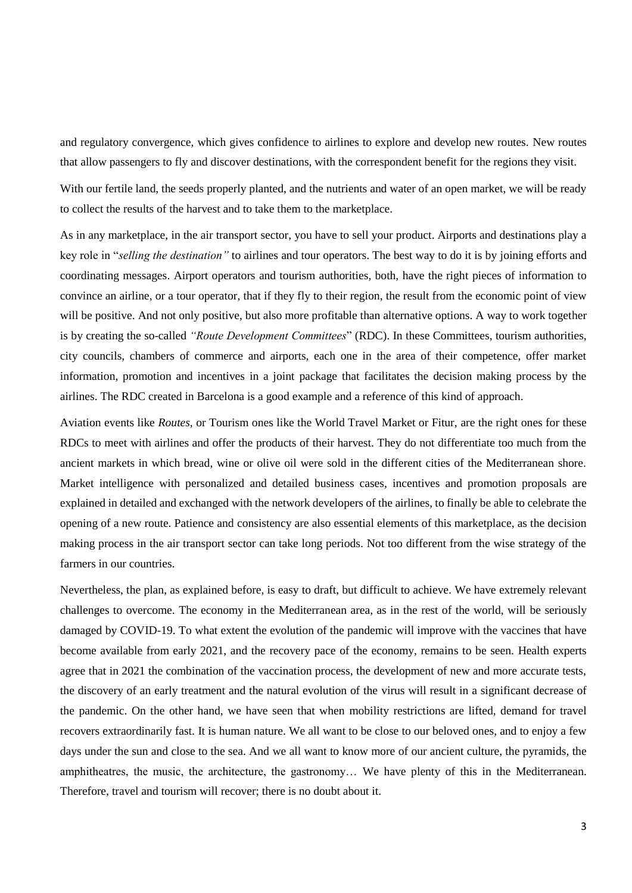and regulatory convergence, which gives confidence to airlines to explore and develop new routes. New routes that allow passengers to fly and discover destinations, with the correspondent benefit for the regions they visit.

With our fertile land, the seeds properly planted, and the nutrients and water of an open market, we will be ready to collect the results of the harvest and to take them to the marketplace.

As in any marketplace, in the air transport sector, you have to sell your product. Airports and destinations play a key role in "*selling the destination"* to airlines and tour operators. The best way to do it is by joining efforts and coordinating messages. Airport operators and tourism authorities, both, have the right pieces of information to convince an airline, or a tour operator, that if they fly to their region, the result from the economic point of view will be positive. And not only positive, but also more profitable than alternative options. A way to work together is by creating the so-called *"Route Development Committees*" (RDC). In these Committees, tourism authorities, city councils, chambers of commerce and airports, each one in the area of their competence, offer market information, promotion and incentives in a joint package that facilitates the decision making process by the airlines. The RDC created in Barcelona is a good example and a reference of this kind of approach.

Aviation events like *Routes*, or Tourism ones like the World Travel Market or Fitur, are the right ones for these RDCs to meet with airlines and offer the products of their harvest. They do not differentiate too much from the ancient markets in which bread, wine or olive oil were sold in the different cities of the Mediterranean shore. Market intelligence with personalized and detailed business cases, incentives and promotion proposals are explained in detailed and exchanged with the network developers of the airlines, to finally be able to celebrate the opening of a new route. Patience and consistency are also essential elements of this marketplace, as the decision making process in the air transport sector can take long periods. Not too different from the wise strategy of the farmers in our countries.

Nevertheless, the plan, as explained before, is easy to draft, but difficult to achieve. We have extremely relevant challenges to overcome. The economy in the Mediterranean area, as in the rest of the world, will be seriously damaged by COVID-19. To what extent the evolution of the pandemic will improve with the vaccines that have become available from early 2021, and the recovery pace of the economy, remains to be seen. Health experts agree that in 2021 the combination of the vaccination process, the development of new and more accurate tests, the discovery of an early treatment and the natural evolution of the virus will result in a significant decrease of the pandemic. On the other hand, we have seen that when mobility restrictions are lifted, demand for travel recovers extraordinarily fast. It is human nature. We all want to be close to our beloved ones, and to enjoy a few days under the sun and close to the sea. And we all want to know more of our ancient culture, the pyramids, the amphitheatres, the music, the architecture, the gastronomy… We have plenty of this in the Mediterranean. Therefore, travel and tourism will recover; there is no doubt about it.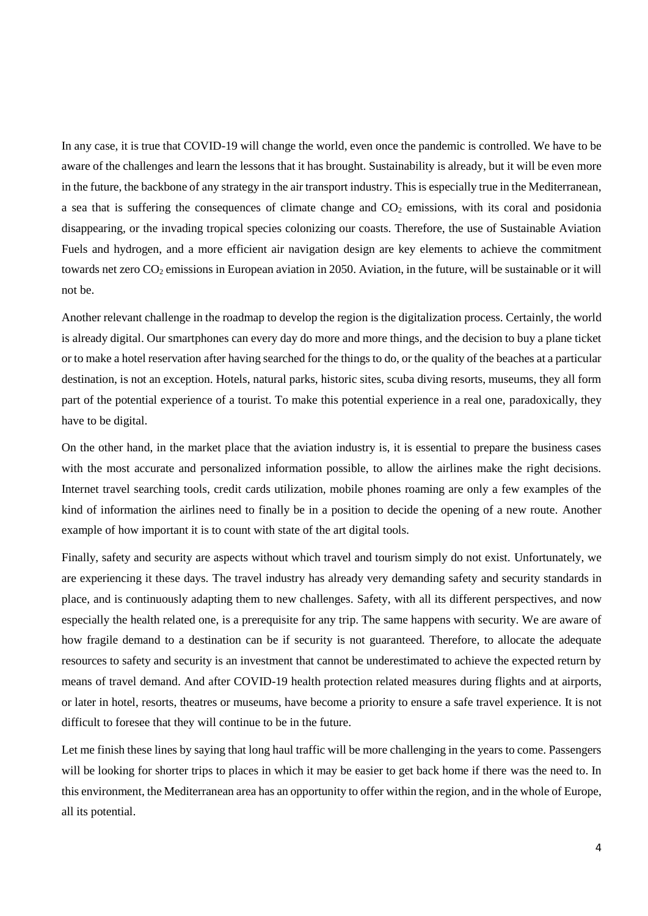In any case, it is true that COVID-19 will change the world, even once the pandemic is controlled. We have to be aware of the challenges and learn the lessons that it has brought. Sustainability is already, but it will be even more in the future, the backbone of any strategy in the air transport industry. This is especially true in the Mediterranean, a sea that is suffering the consequences of climate change and $CO_2$ emissions, with its coral and posidonia disappearing, or the invading tropical species colonizing our coasts. Therefore, the use of Sustainable Aviation Fuels and hydrogen, and a more efficient air navigation design are key elements to achieve the commitment towards net zero $CO_2$ emissions in European aviation in 2050. Aviation, in the future, will be sustainable or it will not be.

Another relevant challenge in the roadmap to develop the region is the digitalization process. Certainly, the world is already digital. Our smartphones can every day do more and more things, and the decision to buy a plane ticket or to make a hotel reservation after having searched for the things to do, or the quality of the beaches at a particular destination, is not an exception. Hotels, natural parks, historic sites, scuba diving resorts, museums, they all form part of the potential experience of a tourist. To make this potential experience in a real one, paradoxically, they have to be digital.

On the other hand, in the market place that the aviation industry is, it is essential to prepare the business cases with the most accurate and personalized information possible, to allow the airlines make the right decisions. Internet travel searching tools, credit cards utilization, mobile phones roaming are only a few examples of the kind of information the airlines need to finally be in a position to decide the opening of a new route. Another example of how important it is to count with state of the art digital tools.

Finally, safety and security are aspects without which travel and tourism simply do not exist. Unfortunately, we are experiencing it these days. The travel industry has already very demanding safety and security standards in place, and is continuously adapting them to new challenges. Safety, with all its different perspectives, and now especially the health related one, is a prerequisite for any trip. The same happens with security. We are aware of how fragile demand to a destination can be if security is not guaranteed. Therefore, to allocate the adequate resources to safety and security is an investment that cannot be underestimated to achieve the expected return by means of travel demand. And after COVID-19 health protection related measures during flights and at airports, or later in hotel, resorts, theatres or museums, have become a priority to ensure a safe travel experience. It is not difficult to foresee that they will continue to be in the future.

Let me finish these lines by saying that long haul traffic will be more challenging in the years to come. Passengers will be looking for shorter trips to places in which it may be easier to get back home if there was the need to. In this environment, the Mediterranean area has an opportunity to offer within the region, and in the whole of Europe, all its potential.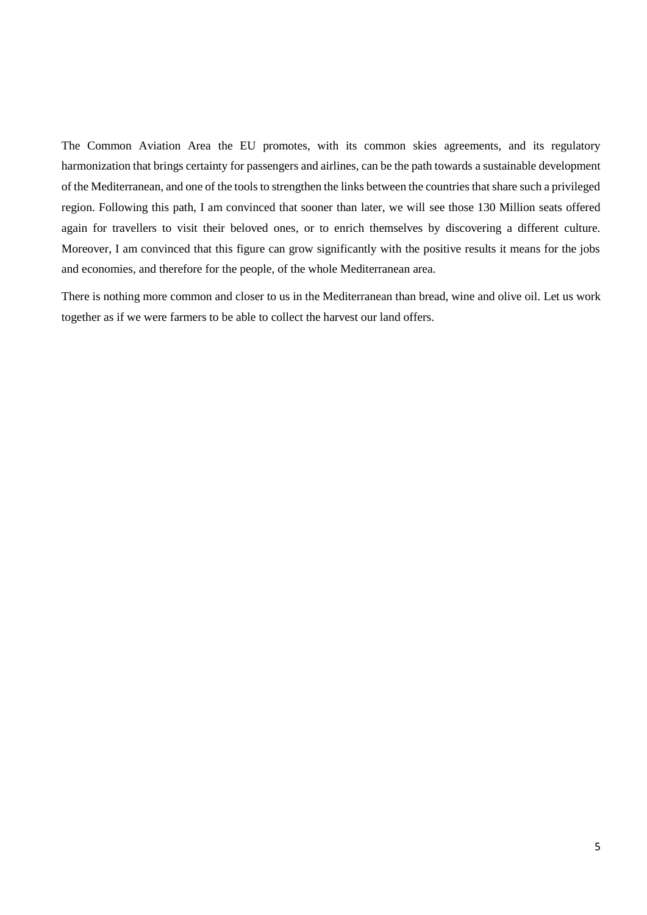The Common Aviation Area the EU promotes, with its common skies agreements, and its regulatory harmonization that brings certainty for passengers and airlines, can be the path towards a sustainable development of the Mediterranean, and one of the tools to strengthen the links between the countries that share such a privileged region. Following this path, I am convinced that sooner than later, we will see those 130 Million seats offered again for travellers to visit their beloved ones, or to enrich themselves by discovering a different culture. Moreover, I am convinced that this figure can grow significantly with the positive results it means for the jobs and economies, and therefore for the people, of the whole Mediterranean area.

There is nothing more common and closer to us in the Mediterranean than bread, wine and olive oil. Let us work together as if we were farmers to be able to collect the harvest our land offers.